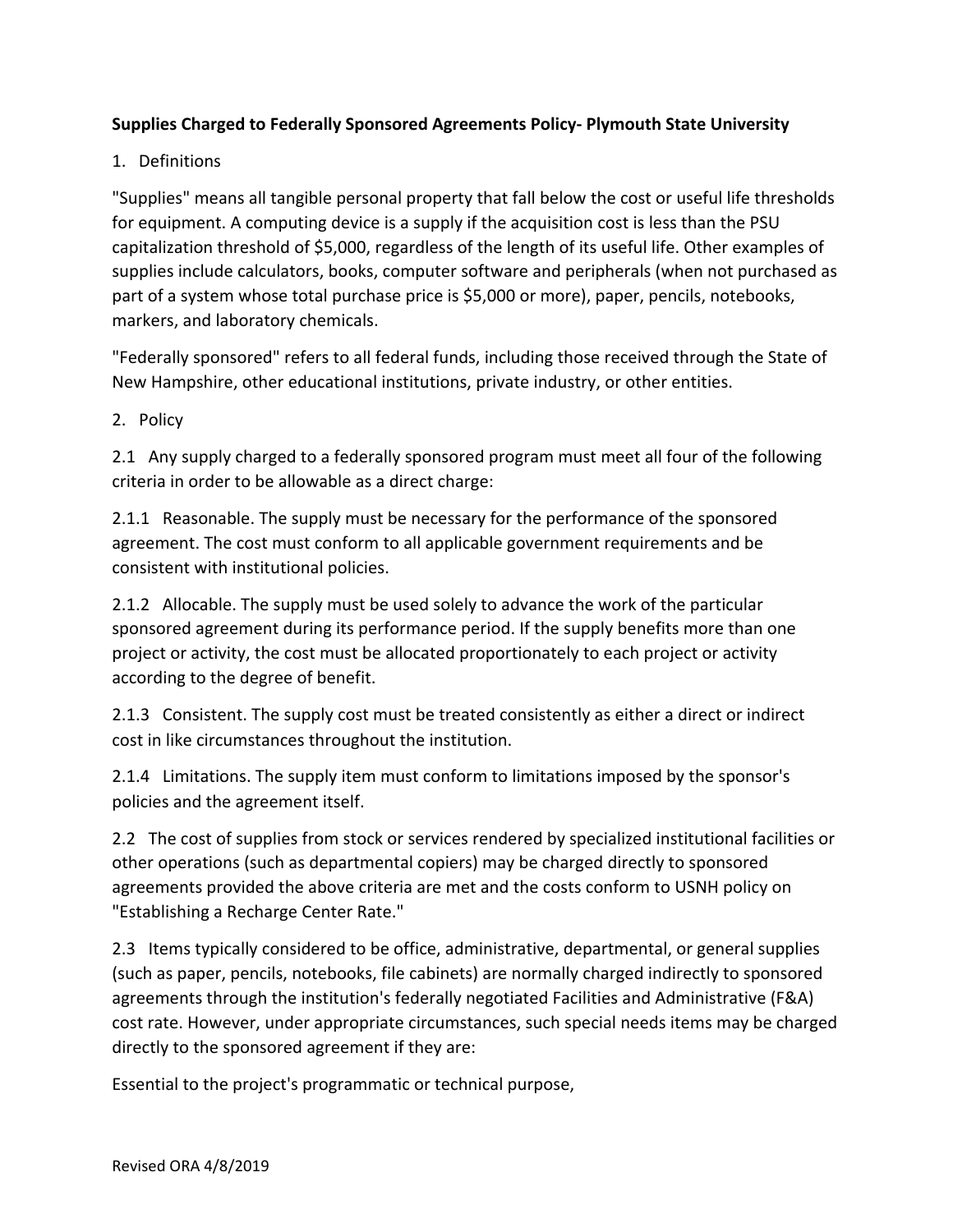**Supplies Charged to Federally Sponsored Agreements Policy- Plymouth State University**

1. Definitions

"Supplies" means all tangible personal property that fall below the cost or useful life thresholds for equipment. A computing device is a supply if the acquisition cost is less than the PSU capitalization threshold of $5,000, regardless of the length of its useful life. Other examples of supplies include calculators, books, computer software and peripherals (when not purchased as part of a system whose total purchase price is $5,000 or more), paper, pencils, notebooks, markers, and laboratory chemicals.

"Federally sponsored" refers to all federal funds, including those received through the State of New Hampshire, other educational institutions, private industry, or other entities.

2. Policy

2.1 Any supply charged to a federally sponsored program must meet all four of the following criteria in order to be allowable as a direct charge:

2.1.1 Reasonable. The supply must be necessary for the performance of the sponsored agreement. The cost must conform to all applicable government requirements and be consistent with institutional policies.

2.1.2 Allocable. The supply must be used solely to advance the work of the particular sponsored agreement during its performance period. If the supply benefits more than one project or activity, the cost must be allocated proportionately to each project or activity according to the degree of benefit.

2.1.3 Consistent. The supply cost must be treated consistently as either a direct or indirect cost in like circumstances throughout the institution.

2.1.4 Limitations. The supply item must conform to limitations imposed by the sponsor's policies and the agreement itself.

2.2 The cost of supplies from stock or services rendered by specialized institutional facilities or other operations (such as departmental copiers) may be charged directly to sponsored agreements provided the above criteria are met and the costs conform to USNH policy on "Establishing a Recharge Center Rate."

2.3 Items typically considered to be office, administrative, departmental, or general supplies (such as paper, pencils, notebooks, file cabinets) are normally charged indirectly to sponsored agreements through the institution's federally negotiated Facilities and Administrative (F&A) cost rate. However, under appropriate circumstances, such special needs items may be charged directly to the sponsored agreement if they are:

Essential to the project's programmatic or technical purpose,

Revised ORA 4/8/2019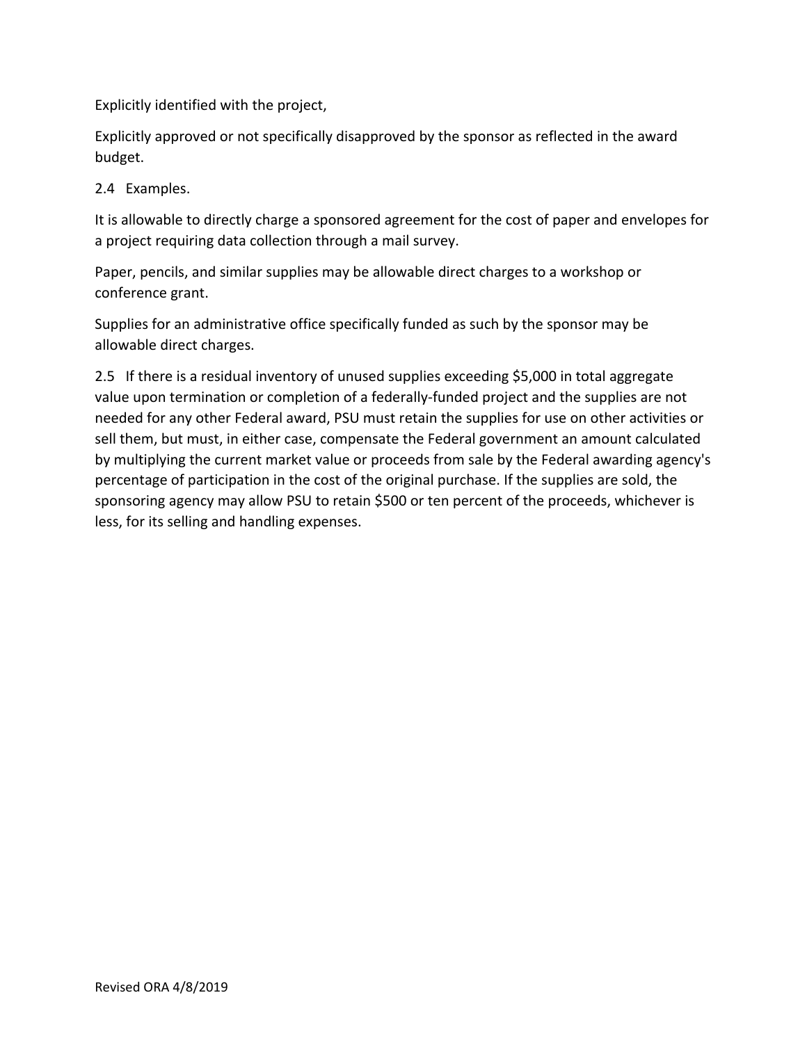Explicitly identified with the project,

Explicitly approved or not specifically disapproved by the sponsor as reflected in the award budget.

2.4 Examples.

It is allowable to directly charge a sponsored agreement for the cost of paper and envelopes for a project requiring data collection through a mail survey.

Paper, pencils, and similar supplies may be allowable direct charges to a workshop or conference grant.

Supplies for an administrative office specifically funded as such by the sponsor may be allowable direct charges.

2.5 If there is a residual inventory of unused supplies exceeding $5,000 in total aggregate value upon termination or completion of a federally-funded project and the supplies are not needed for any other Federal award, PSU must retain the supplies for use on other activities or sell them, but must, in either case, compensate the Federal government an amount calculated by multiplying the current market value or proceeds from sale by the Federal awarding agency's percentage of participation in the cost of the original purchase. If the supplies are sold, the sponsoring agency may allow PSU to retain $500 or ten percent of the proceeds, whichever is less, for its selling and handling expenses.

Revised ORA 4/8/2019